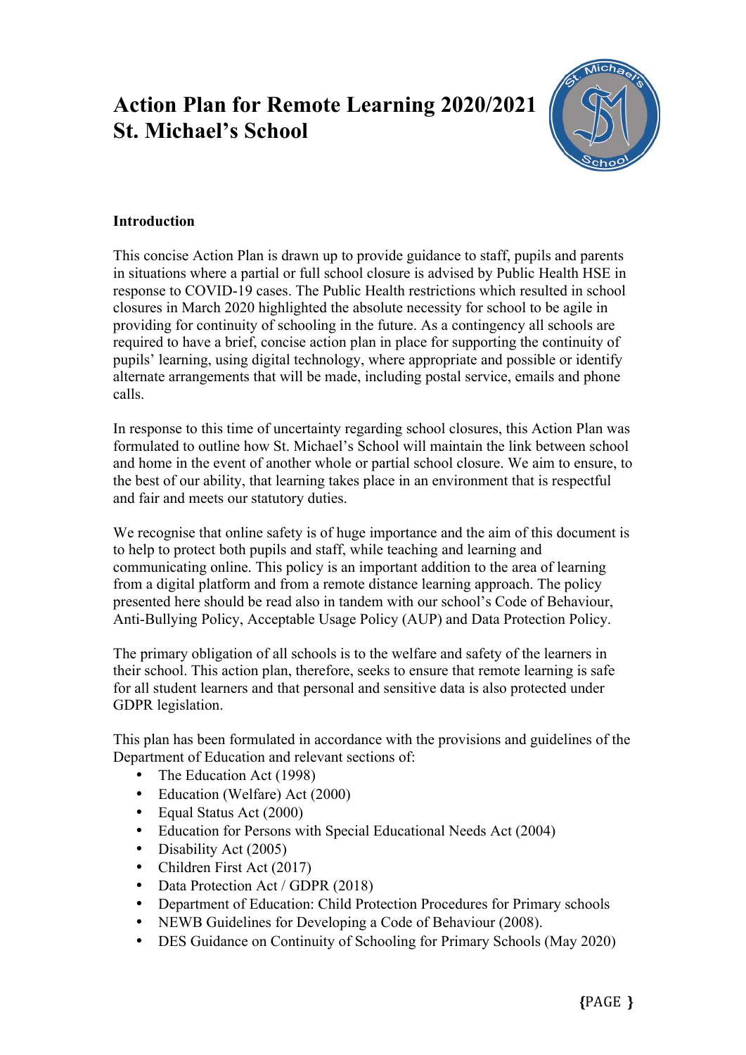# Action Plan for Remote Learning 2020/2021
# St. Michael's School

**Introduction**

This concise Action Plan is drawn up to provide guidance to staff, pupils and parents in situations where a partial or full school closure is advised by Public Health HSE in response to COVID-19 cases. The Public Health restrictions which resulted in school closures in March 2020 highlighted the absolute necessity for school to be agile in providing for continuity of schooling in the future. As a contingency all schools are required to have a brief, concise action plan in place for supporting the continuity of pupils' learning, using digital technology, where appropriate and possible or identify alternate arrangements that will be made, including postal service, emails and phone calls.

In response to this time of uncertainty regarding school closures, this Action Plan was formulated to outline how St. Michael's School will maintain the link between school and home in the event of another whole or partial school closure. We aim to ensure, to the best of our ability, that learning takes place in an environment that is respectful and fair and meets our statutory duties.

We recognise that online safety is of huge importance and the aim of this document is to help to protect both pupils and staff, while teaching and learning and communicating online. This policy is an important addition to the area of learning from a digital platform and from a remote distance learning approach. The policy presented here should be read also in tandem with our school's Code of Behaviour, Anti-Bullying Policy, Acceptable Usage Policy (AUP) and Data Protection Policy.

The primary obligation of all schools is to the welfare and safety of the learners in their school. This action plan, therefore, seeks to ensure that remote learning is safe for all student learners and that personal and sensitive data is also protected under GDPR legislation.

This plan has been formulated in accordance with the provisions and guidelines of the Department of Education and relevant sections of:

- The Education Act (1998)
- Education (Welfare) Act (2000)
- Equal Status Act (2000)
- Education for Persons with Special Educational Needs Act (2004)
- Disability Act (2005)
- Children First Act (2017)
- Data Protection Act / GDPR (2018)
- Department of Education: Child Protection Procedures for Primary schools
- NEWB Guidelines for Developing a Code of Behaviour (2008).
- DES Guidance on Continuity of Schooling for Primary Schools (May 2020)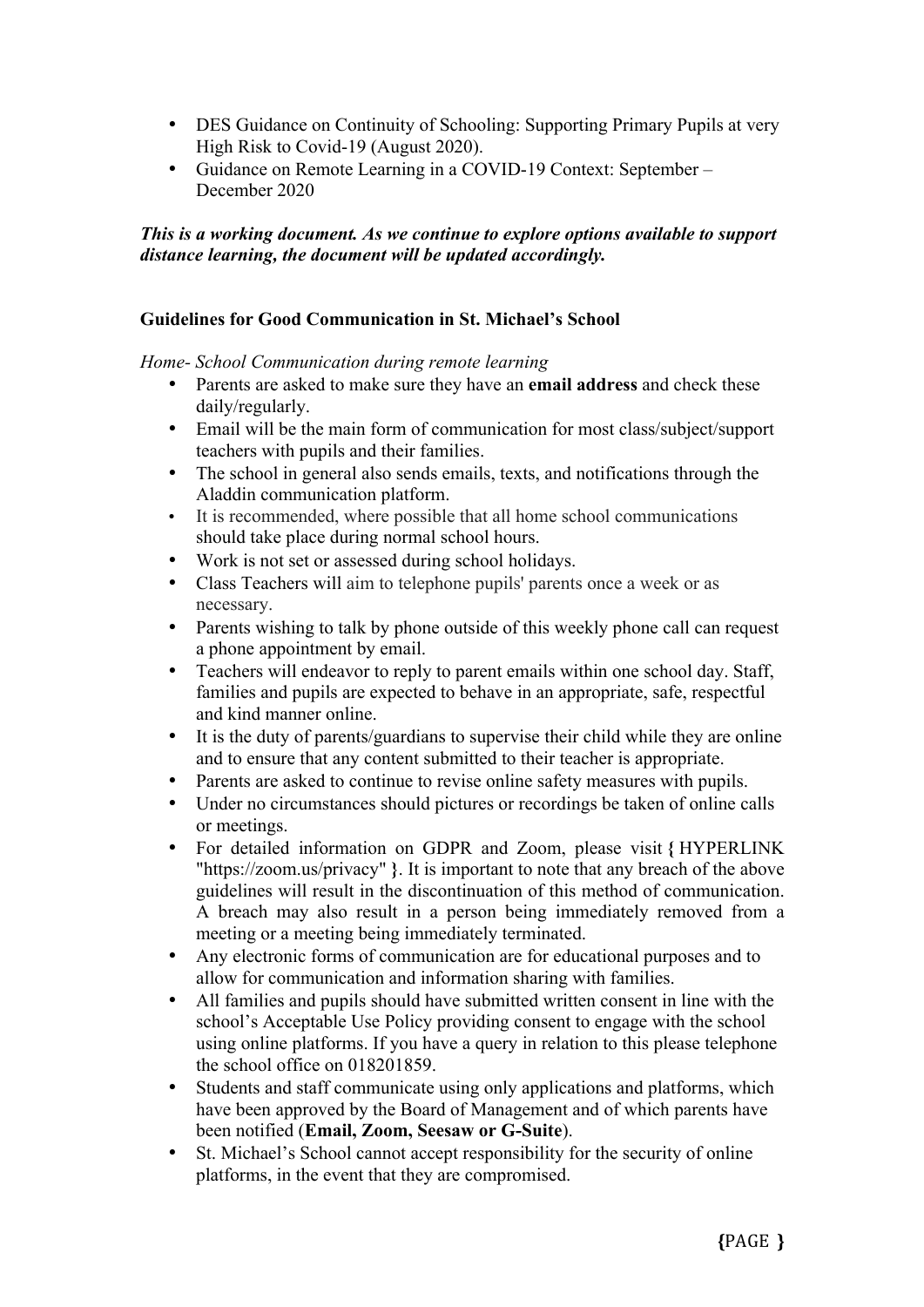- DES Guidance on Continuity of Schooling: Supporting Primary Pupils at very High Risk to Covid-19 (August 2020).
- Guidance on Remote Learning in a COVID-19 Context: September – December 2020

***This is a working document. As we continue to explore options available to support distance learning, the document will be updated accordingly.***

**Guidelines for Good Communication in St. Michael's School**

*Home- School Communication during remote learning*

- Parents are asked to make sure they have an **email address** and check these daily/regularly.
- Email will be the main form of communication for most class/subject/support teachers with pupils and their families.
- The school in general also sends emails, texts, and notifications through the Aladdin communication platform.
- It is recommended, where possible that all home school communications should take place during normal school hours.
- Work is not set or assessed during school holidays.
- Class Teachers will aim to telephone pupils' parents once a week or as necessary.
- Parents wishing to talk by phone outside of this weekly phone call can request a phone appointment by email.
- Teachers will endeavor to reply to parent emails within one school day. Staff, families and pupils are expected to behave in an appropriate, safe, respectful and kind manner online.
- It is the duty of parents/guardians to supervise their child while they are online and to ensure that any content submitted to their teacher is appropriate.
- Parents are asked to continue to revise online safety measures with pupils.
- Under no circumstances should pictures or recordings be taken of online calls or meetings.
- For detailed information on GDPR and Zoom, please visit { HYPERLINK "https://zoom.us/privacy" }. It is important to note that any breach of the above guidelines will result in the discontinuation of this method of communication. A breach may also result in a person being immediately removed from a meeting or a meeting being immediately terminated.
- Any electronic forms of communication are for educational purposes and to allow for communication and information sharing with families.
- All families and pupils should have submitted written consent in line with the school's Acceptable Use Policy providing consent to engage with the school using online platforms. If you have a query in relation to this please telephone the school office on 018201859.
- Students and staff communicate using only applications and platforms, which have been approved by the Board of Management and of which parents have been notified (**Email, Zoom, Seesaw or G-Suite**).
- St. Michael's School cannot accept responsibility for the security of online platforms, in the event that they are compromised.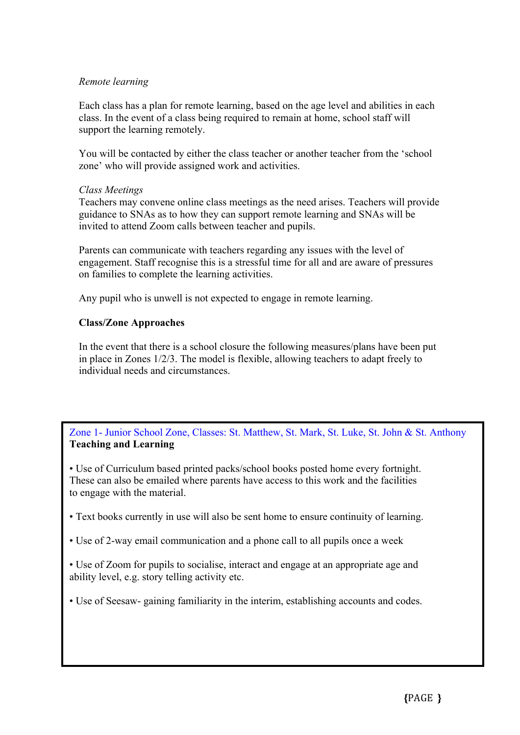*Remote learning*

Each class has a plan for remote learning, based on the age level and abilities in each class. In the event of a class being required to remain at home, school staff will support the learning remotely.

You will be contacted by either the class teacher or another teacher from the 'school zone' who will provide assigned work and activities.

*Class Meetings*

Teachers may convene online class meetings as the need arises. Teachers will provide guidance to SNAs as to how they can support remote learning and SNAs will be invited to attend Zoom calls between teacher and pupils.

Parents can communicate with teachers regarding any issues with the level of engagement. Staff recognise this is a stressful time for all and are aware of pressures on families to complete the learning activities.

Any pupil who is unwell is not expected to engage in remote learning.

**Class/Zone Approaches**

In the event that there is a school closure the following measures/plans have been put in place in Zones 1/2/3. The model is flexible, allowing teachers to adapt freely to individual needs and circumstances.

Zone 1- Junior School Zone, Classes: St. Matthew, St. Mark, St. Luke, St. John & St. Anthony

**Teaching and Learning**

- Use of Curriculum based printed packs/school books posted home every fortnight. These can also be emailed where parents have access to this work and the facilities to engage with the material.

- Text books currently in use will also be sent home to ensure continuity of learning.

- Use of 2-way email communication and a phone call to all pupils once a week

- Use of Zoom for pupils to socialise, interact and engage at an appropriate age and ability level, e.g. story telling activity etc.

- Use of Seesaw- gaining familiarity in the interim, establishing accounts and codes.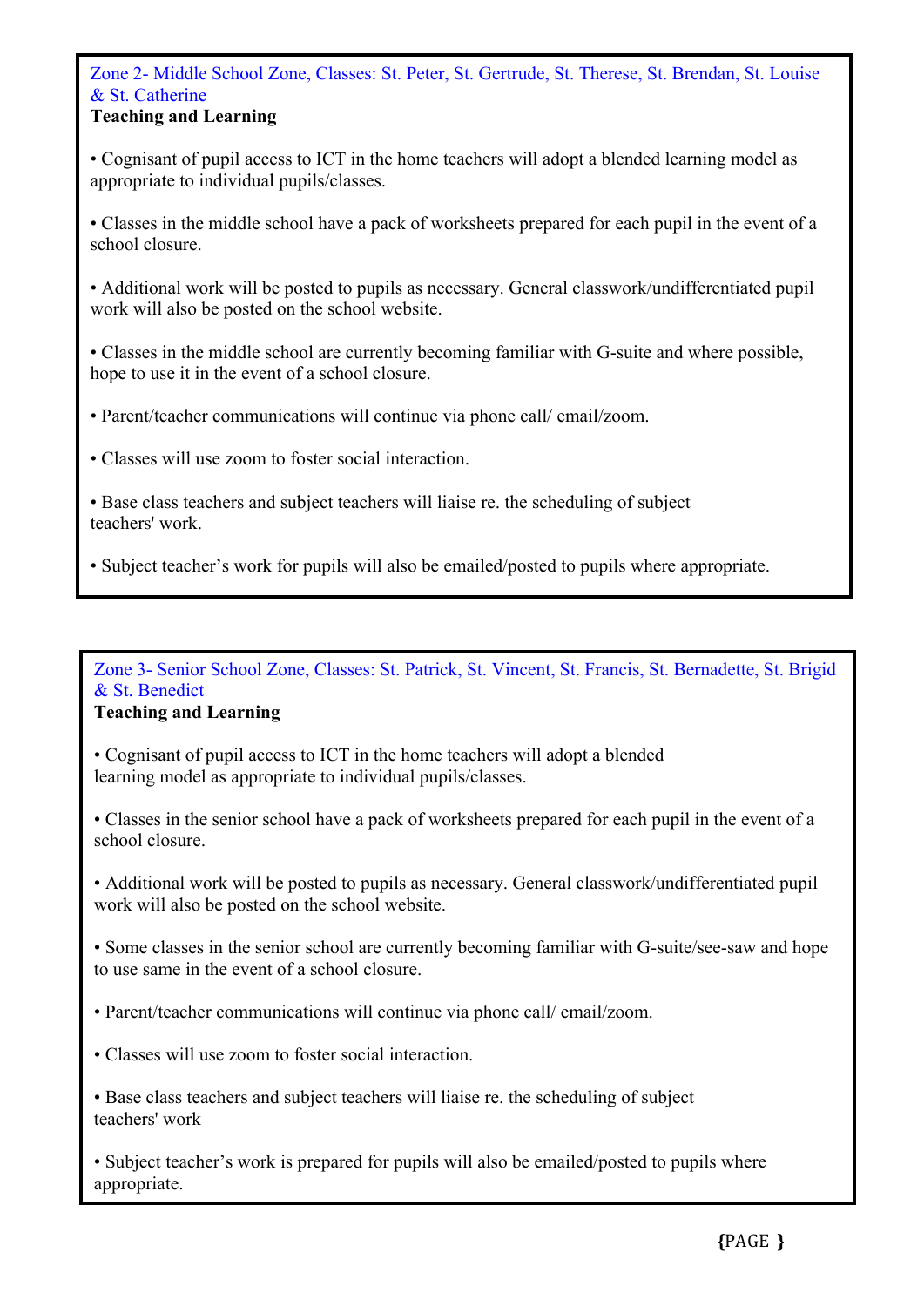Zone 2- Middle School Zone, Classes: St. Peter, St. Gertrude, St. Therese, St. Brendan, St. Louise & St. Catherine

**Teaching and Learning**

- Cognisant of pupil access to ICT in the home teachers will adopt a blended learning model as appropriate to individual pupils/classes.
- Classes in the middle school have a pack of worksheets prepared for each pupil in the event of a school closure.
- Additional work will be posted to pupils as necessary. General classwork/undifferentiated pupil work will also be posted on the school website.
- Classes in the middle school are currently becoming familiar with G-suite and where possible, hope to use it in the event of a school closure.
- Parent/teacher communications will continue via phone call/ email/zoom.
- Classes will use zoom to foster social interaction.
- Base class teachers and subject teachers will liaise re. the scheduling of subject teachers' work.
- Subject teacher's work for pupils will also be emailed/posted to pupils where appropriate.

Zone 3- Senior School Zone, Classes: St. Patrick, St. Vincent, St. Francis, St. Bernadette, St. Brigid & St. Benedict

**Teaching and Learning**

- Cognisant of pupil access to ICT in the home teachers will adopt a blended learning model as appropriate to individual pupils/classes.
- Classes in the senior school have a pack of worksheets prepared for each pupil in the event of a school closure.
- Additional work will be posted to pupils as necessary. General classwork/undifferentiated pupil work will also be posted on the school website.
- Some classes in the senior school are currently becoming familiar with G-suite/see-saw and hope to use same in the event of a school closure.
- Parent/teacher communications will continue via phone call/ email/zoom.
- Classes will use zoom to foster social interaction.
- Base class teachers and subject teachers will liaise re. the scheduling of subject teachers' work
- Subject teacher's work is prepared for pupils will also be emailed/posted to pupils where appropriate.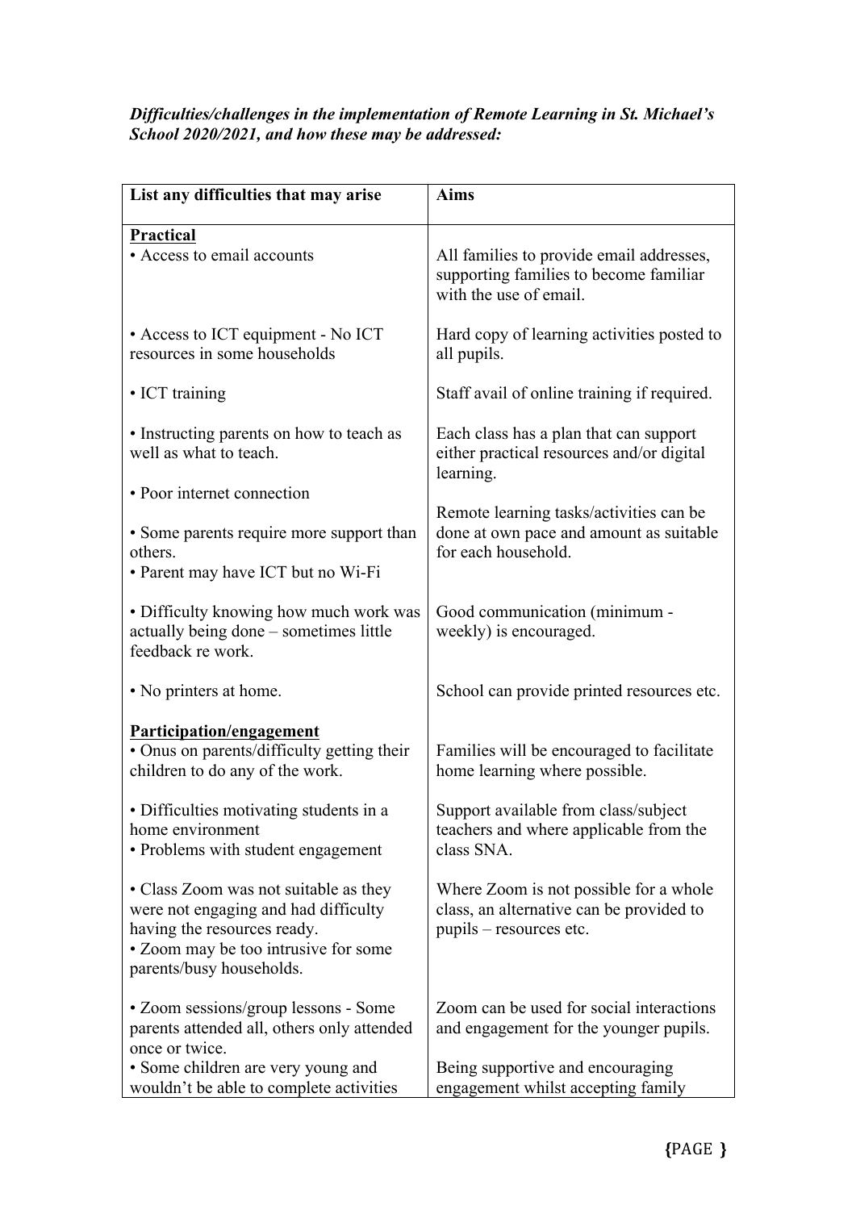***Difficulties/challenges in the implementation of Remote Learning in St. Michael's School 2020/2021, and how these may be addressed:***

| List any difficulties that may arise | Aims |
|---|---|
| **Practical**<br>• Access to email accounts | All families to provide email addresses, supporting families to become familiar with the use of email. |
| • Access to ICT equipment - No ICT resources in some households | Hard copy of learning activities posted to all pupils. |
| • ICT training | Staff avail of online training if required. |
| • Instructing parents on how to teach as well as what to teach. | Each class has a plan that can support either practical resources and/or digital learning. |
| • Poor internet connection<br>• Some parents require more support than others.<br>• Parent may have ICT but no Wi-Fi | Remote learning tasks/activities can be done at own pace and amount as suitable for each household. |
| • Difficulty knowing how much work was actually being done – sometimes little feedback re work. | Good communication (minimum - weekly) is encouraged. |
| • No printers at home. | School can provide printed resources etc. |
| **Participation/engagement**<br>• Onus on parents/difficulty getting their children to do any of the work. | Families will be encouraged to facilitate home learning where possible. |
| • Difficulties motivating students in a home environment<br>• Problems with student engagement | Support available from class/subject teachers and where applicable from the class SNA. |
| • Class Zoom was not suitable as they were not engaging and had difficulty having the resources ready.<br>• Zoom may be too intrusive for some parents/busy households. | Where Zoom is not possible for a whole class, an alternative can be provided to pupils – resources etc. |
| • Zoom sessions/group lessons - Some parents attended all, others only attended once or twice. | Zoom can be used for social interactions and engagement for the younger pupils. |
| • Some children are very young and wouldn't be able to complete activities | Being supportive and encouraging engagement whilst accepting family |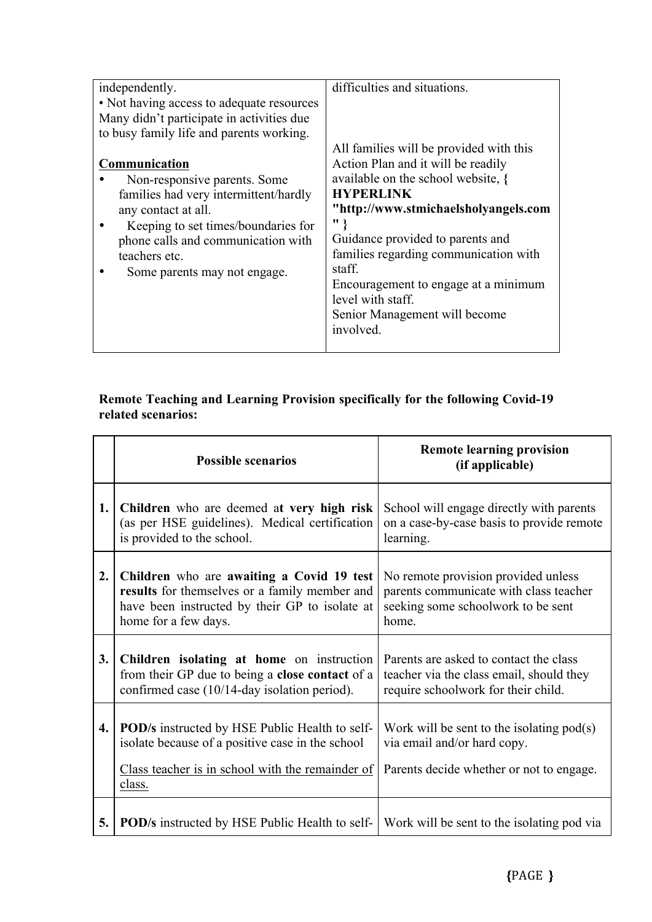| | |
|---|---|
| independently.<br>• Not having access to adequate resources Many didn't participate in activities due to busy family life and parents working.<br><br>**Communication**<br>• Non-responsive parents. Some families had very intermittent/hardly any contact at all.<br>• Keeping to set times/boundaries for phone calls and communication with teachers etc.<br>• Some parents may not engage. | difficulties and situations.<br><br>All families will be provided with this Action Plan and it will be readily available on the school website, { **HYPERLINK "http://www.stmichaelsholyangels.com"** }<br>Guidance provided to parents and families regarding communication with staff.<br>Encouragement to engage at a minimum level with staff.<br>Senior Management will become involved. |

**Remote Teaching and Learning Provision specifically for the following Covid-19 related scenarios:**

| | Possible scenarios | Remote learning provision (if applicable) |
|---|---|---|
| **1.** | **Children** who are deemed a**t very high risk** (as per HSE guidelines). Medical certification is provided to the school. | School will engage directly with parents on a case-by-case basis to provide remote learning. |
| **2.** | **Children** who are **awaiting a Covid 19 test results** for themselves or a family member and have been instructed by their GP to isolate at home for a few days. | No remote provision provided unless parents communicate with class teacher seeking some schoolwork to be sent home. |
| **3.** | **Children isolating at home** on instruction from their GP due to being a **close contact** of a confirmed case (10/14-day isolation period). | Parents are asked to contact the class teacher via the class email, should they require schoolwork for their child. |
| **4.** | **POD/s** instructed by HSE Public Health to self-isolate because of a positive case in the school<br><br><u>Class teacher is in school with the remainder of class.</u> | Work will be sent to the isolating pod(s) via email and/or hard copy.<br><br>Parents decide whether or not to engage. |
| **5.** | **POD/s** instructed by HSE Public Health to self- | Work will be sent to the isolating pod via |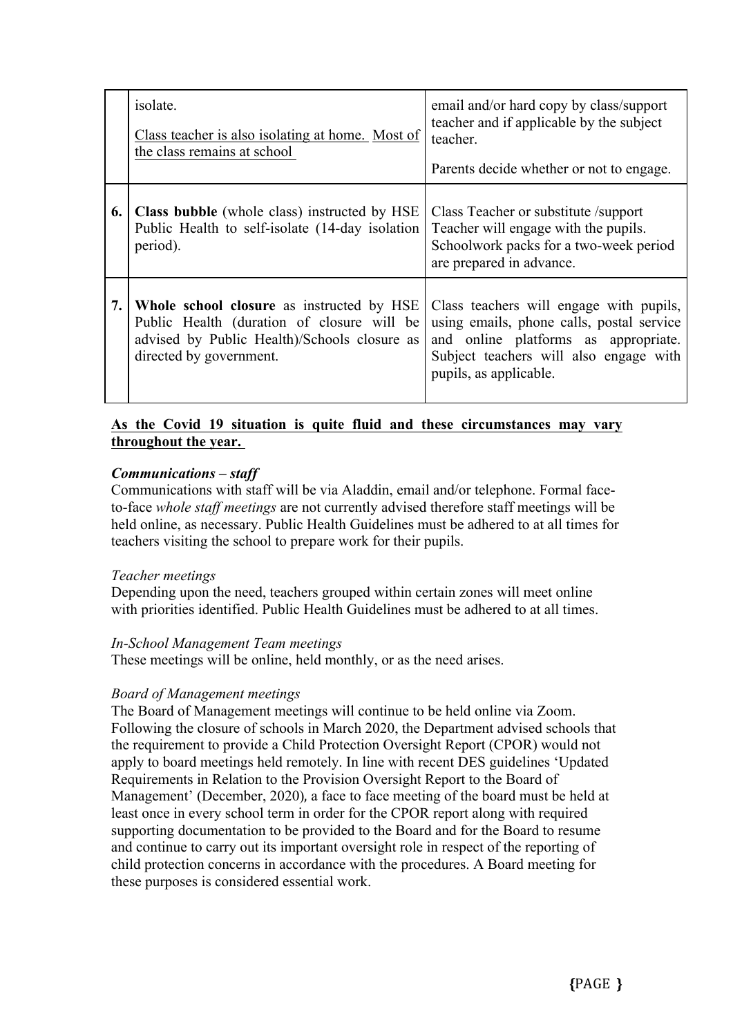| | | |
|---|---|---|
| | isolate.<br><br>Class teacher is also isolating at home. Most of the class remains at school | email and/or hard copy by class/support teacher and if applicable by the subject teacher.<br><br>Parents decide whether or not to engage. |
| **6.** | **Class bubble** (whole class) instructed by HSE Public Health to self-isolate (14-day isolation period). | Class Teacher or substitute /support Teacher will engage with the pupils. Schoolwork packs for a two-week period are prepared in advance. |
| **7.** | **Whole school closure** as instructed by HSE Public Health (duration of closure will be advised by Public Health)/Schools closure as directed by government. | Class teachers will engage with pupils, using emails, phone calls, postal service and online platforms as appropriate. Subject teachers will also engage with pupils, as applicable. |

**As the Covid 19 situation is quite fluid and these circumstances may vary throughout the year.**

***Communications – staff***

Communications with staff will be via Aladdin, email and/or telephone. Formal face-to-face *whole staff meetings* are not currently advised therefore staff meetings will be held online, as necessary. Public Health Guidelines must be adhered to at all times for teachers visiting the school to prepare work for their pupils.

*Teacher meetings*

Depending upon the need, teachers grouped within certain zones will meet online with priorities identified. Public Health Guidelines must be adhered to at all times.

*In-School Management Team meetings*

These meetings will be online, held monthly, or as the need arises.

*Board of Management meetings*

The Board of Management meetings will continue to be held online via Zoom. Following the closure of schools in March 2020, the Department advised schools that the requirement to provide a Child Protection Oversight Report (CPOR) would not apply to board meetings held remotely. In line with recent DES guidelines 'Updated Requirements in Relation to the Provision Oversight Report to the Board of Management' (December, 2020), a face to face meeting of the board must be held at least once in every school term in order for the CPOR report along with required supporting documentation to be provided to the Board and for the Board to resume and continue to carry out its important oversight role in respect of the reporting of child protection concerns in accordance with the procedures. A Board meeting for these purposes is considered essential work.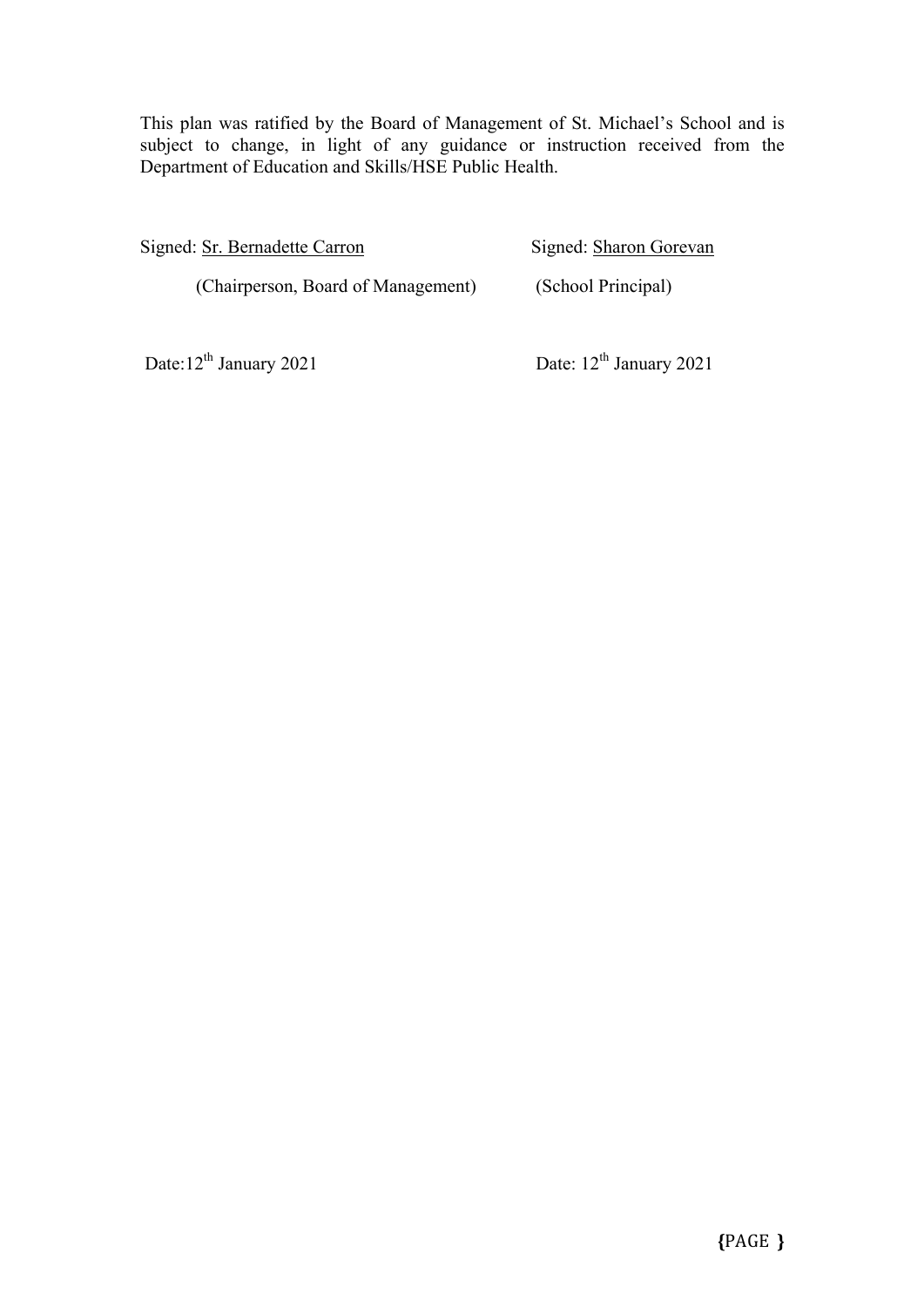This plan was ratified by the Board of Management of St. Michael's School and is subject to change, in light of any guidance or instruction received from the Department of Education and Skills/HSE Public Health.

| | |
|---|---|
| Signed: Sr. Bernadette Carron | Signed: Sharon Gorevan |
| (Chairperson, Board of Management) | (School Principal) |
| Date: 12th January 2021 | Date: 12th January 2021 |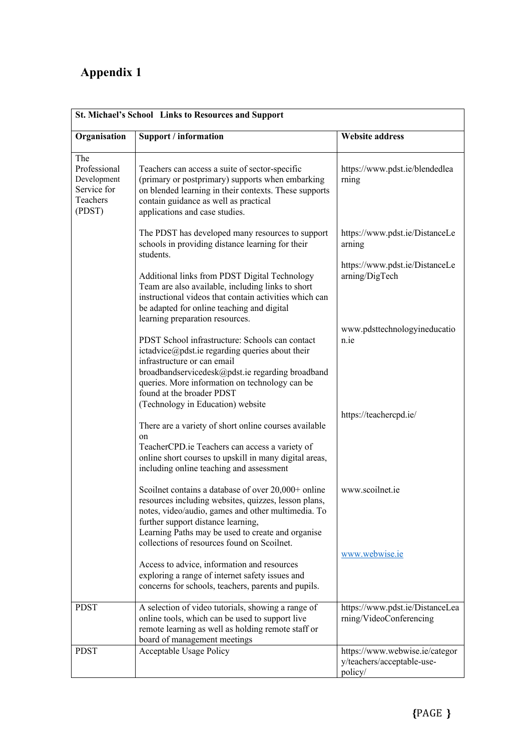# Appendix 1

| St. Michael's School Links to Resources and Support | | |
|---|---|---|
| **Organisation** | **Support / information** | **Website address** |
| The Professional Development Service for Teachers (PDST) | Teachers can access a suite of sector-specific (primary or postprimary) supports when embarking on blended learning in their contexts. These supports contain guidance as well as practical applications and case studies. | https://www.pdst.ie/blendedlearning |
| | The PDST has developed many resources to support schools in providing distance learning for their students. | https://www.pdst.ie/DistanceLearning |
| | Additional links from PDST Digital Technology Team are also available, including links to short instructional videos that contain activities which can be adapted for online teaching and digital learning preparation resources. | https://www.pdst.ie/DistanceLearning/DigTech |
| | PDST School infrastructure: Schools can contact ictadvice@pdst.ie regarding queries about their infrastructure or can email broadbandservicedesk@pdst.ie regarding broadband queries. More information on technology can be found at the broader PDST (Technology in Education) website | www.pdsttechnologyineducation.ie |
| | There are a variety of short online courses available on TeacherCPD.ie Teachers can access a variety of online short courses to upskill in many digital areas, including online teaching and assessment | https://teachercpd.ie/ |
| | Scoilnet contains a database of over 20,000+ online resources including websites, quizzes, lesson plans, notes, video/audio, games and other multimedia. To further support distance learning, Learning Paths may be used to create and organise collections of resources found on Scoilnet. | www.scoilnet.ie |
| | Access to advice, information and resources exploring a range of internet safety issues and concerns for schools, teachers, parents and pupils. | www.webwise.ie |
| PDST | A selection of video tutorials, showing a range of online tools, which can be used to support live remote learning as well as holding remote staff or board of management meetings | https://www.pdst.ie/DistanceLearning/VideoConferencing |
| PDST | Acceptable Usage Policy | https://www.webwise.ie/category/teachers/acceptable-use-policy/ |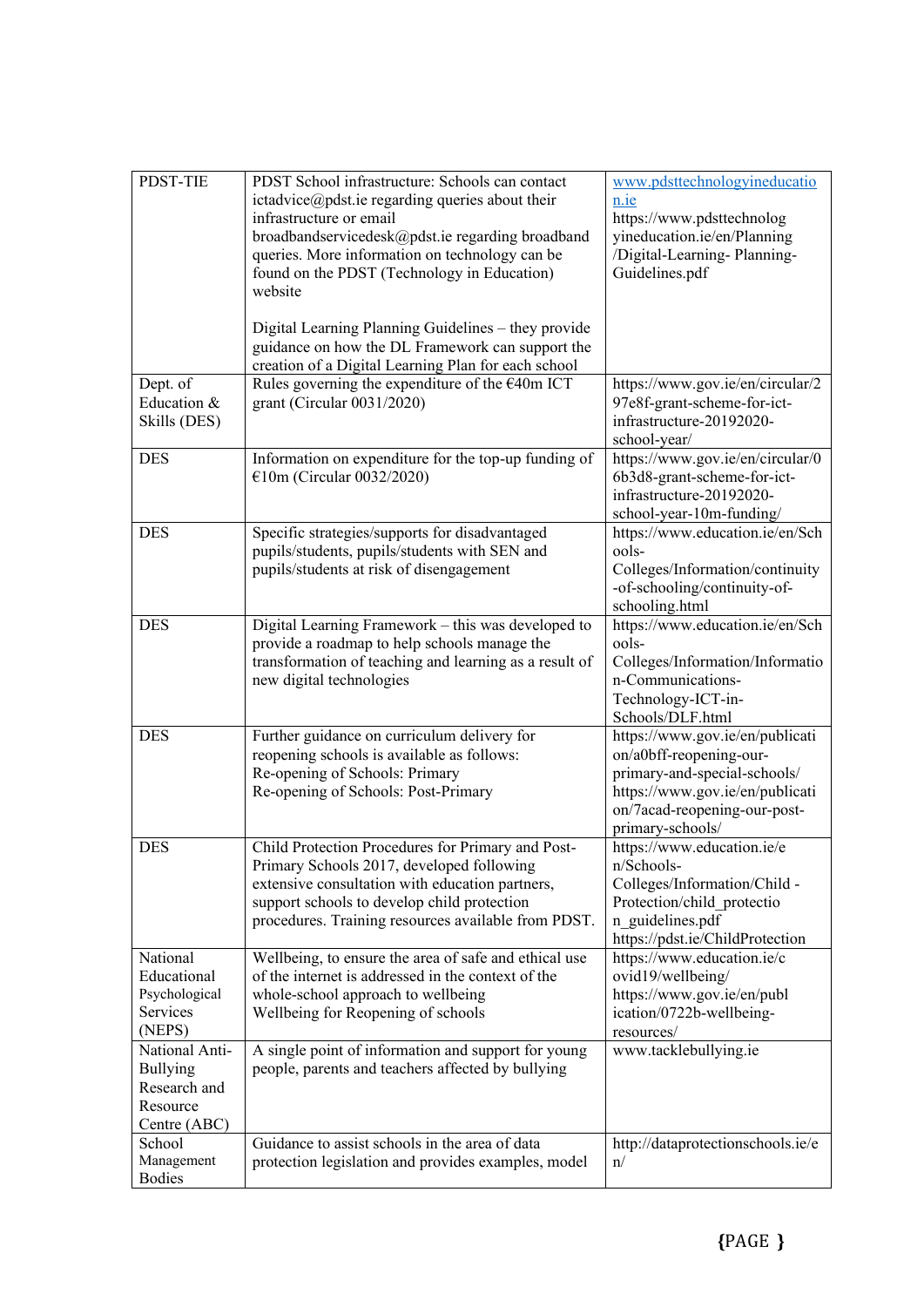| | | |
|---|---|---|
| PDST-TIE | PDST School infrastructure: Schools can contact ictadvice@pdst.ie regarding queries about their infrastructure or email broadbandservicedesk@pdst.ie regarding broadband queries. More information on technology can be found on the PDST (Technology in Education) website<br><br>Digital Learning Planning Guidelines – they provide guidance on how the DL Framework can support the creation of a Digital Learning Plan for each school | www.pdsttechnologyineducation.ie<br>https://www.pdsttechnologyineducation.ie/en/Planning/Digital-Learning- Planning-Guidelines.pdf |
| Dept. of Education & Skills (DES) | Rules governing the expenditure of the €40m ICT grant (Circular 0031/2020) | https://www.gov.ie/en/circular/297e8f-grant-scheme-for-ict-infrastructure-20192020-school-year/ |
| DES | Information on expenditure for the top-up funding of €10m (Circular 0032/2020) | https://www.gov.ie/en/circular/06b3d8-grant-scheme-for-ict-infrastructure-20192020-school-year-10m-funding/ |
| DES | Specific strategies/supports for disadvantaged pupils/students, pupils/students with SEN and pupils/students at risk of disengagement | https://www.education.ie/en/Schools-Colleges/Information/continuity-of-schooling/continuity-of-schooling.html |
| DES | Digital Learning Framework – this was developed to provide a roadmap to help schools manage the transformation of teaching and learning as a result of new digital technologies | https://www.education.ie/en/Schools-Colleges/Information/Information-Communications-Technology-ICT-in-Schools/DLF.html |
| DES | Further guidance on curriculum delivery for reopening schools is available as follows:<br>Re-opening of Schools: Primary<br>Re-opening of Schools: Post-Primary | https://www.gov.ie/en/publication/a0bff-reopening-our-primary-and-special-schools/<br>https://www.gov.ie/en/publication/7acad-reopening-our-post-primary-schools/ |
| DES | Child Protection Procedures for Primary and Post-Primary Schools 2017, developed following extensive consultation with education partners, support schools to develop child protection procedures. Training resources available from PDST. | https://www.education.ie/en/Schools-Colleges/Information/Child -Protection/child_protection_guidelines.pdf<br>https://pdst.ie/ChildProtection |
| National Educational Psychological Services (NEPS) | Wellbeing, to ensure the area of safe and ethical use of the internet is addressed in the context of the whole-school approach to wellbeing<br>Wellbeing for Reopening of schools | https://www.education.ie/covid19/wellbeing/<br>https://www.gov.ie/en/publication/0722b-wellbeing-resources/ |
| National Anti-Bullying Research and Resource Centre (ABC) | A single point of information and support for young people, parents and teachers affected by bullying | www.tacklebullying.ie |
| School Management Bodies | Guidance to assist schools in the area of data protection legislation and provides examples, model | http://dataprotectionschools.ie/en/ |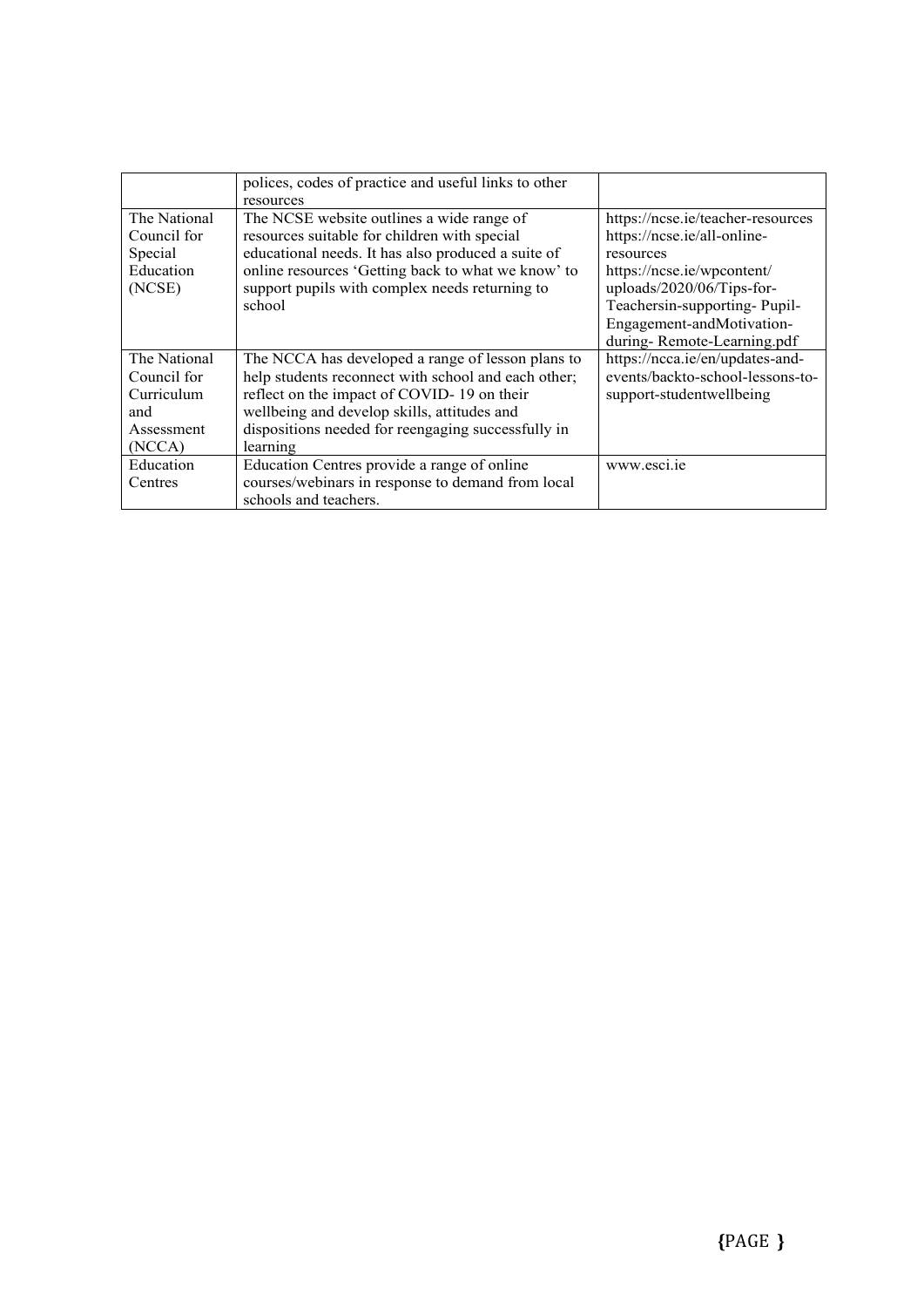| | | |
|---|---|---|
| | polices, codes of practice and useful links to other resources | |
| The National Council for Special Education (NCSE) | The NCSE website outlines a wide range of resources suitable for children with special educational needs. It has also produced a suite of online resources 'Getting back to what we know' to support pupils with complex needs returning to school | https://ncse.ie/teacher-resources https://ncse.ie/all-online-resources https://ncse.ie/wpcontent/uploads/2020/06/Tips-for-Teachersin-supporting- Pupil-Engagement-andMotivation-during- Remote-Learning.pdf |
| The National Council for Curriculum and Assessment (NCCA) | The NCCA has developed a range of lesson plans to help students reconnect with school and each other; reflect on the impact of COVID- 19 on their wellbeing and develop skills, attitudes and dispositions needed for reengaging successfully in learning | https://ncca.ie/en/updates-and-events/backto-school-lessons-to-support-studentwellbeing |
| Education Centres | Education Centres provide a range of online courses/webinars in response to demand from local schools and teachers. | www.esci.ie |